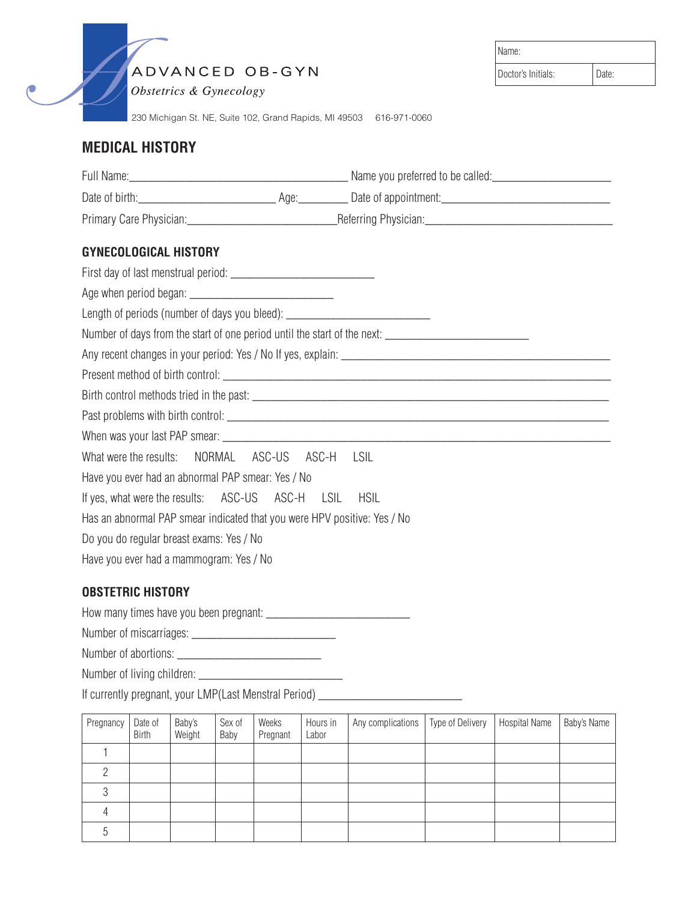ADVANCED OB-GYN

*Obstetrics & Gynecology*

230 Michigan St. NE, Suite 102, Grand Rapids, MI 49503 616-971-0060

| Name: | |
|---|---|
| Doctor's Initials: | Date: |

## MEDICAL HISTORY

Full Name:______________________________ Name you preferred to be called:________________

Date of birth:____________________ Age:________ Date of appointment:________________________

Primary Care Physician:______________________Referring Physician:___________________________

### GYNECOLOGICAL HISTORY

First day of last menstrual period: ______________________

Age when period began: ______________________

Length of periods (number of days you bleed): ______________________

Number of days from the start of one period until the start of the next: ______________________

Any recent changes in your period: Yes / No If yes, explain: ____________________________________

Present method of birth control: ______________________________________________________

Birth control methods tried in the past: __________________________________________________

Past problems with birth control: _______________________________________________________

When was your last PAP smear: ________________________________________________________

What were the results: NORMAL ASC-US ASC-H LSIL

Have you ever had an abnormal PAP smear: Yes / No

If yes, what were the results: ASC-US ASC-H LSIL HSIL

Has an abnormal PAP smear indicated that you were HPV positive: Yes / No

Do you do regular breast exams: Yes / No

Have you ever had a mammogram: Yes / No

### OBSTETRIC HISTORY

How many times have you been pregnant: ______________________

Number of miscarriages: ______________________

Number of abortions: ______________________

Number of living children: ______________________

If currently pregnant, your LMP(Last Menstral Period) ______________________

| Pregnancy | Date of Birth | Baby's Weight | Sex of Baby | Weeks Pregnant | Hours in Labor | Any complications | Type of Delivery | Hospital Name | Baby's Name |
|---|---|---|---|---|---|---|---|---|---|
| 1 | | | | | | | | | |
| 2 | | | | | | | | | |
| 3 | | | | | | | | | |
| 4 | | | | | | | | | |
| 5 | | | | | | | | | |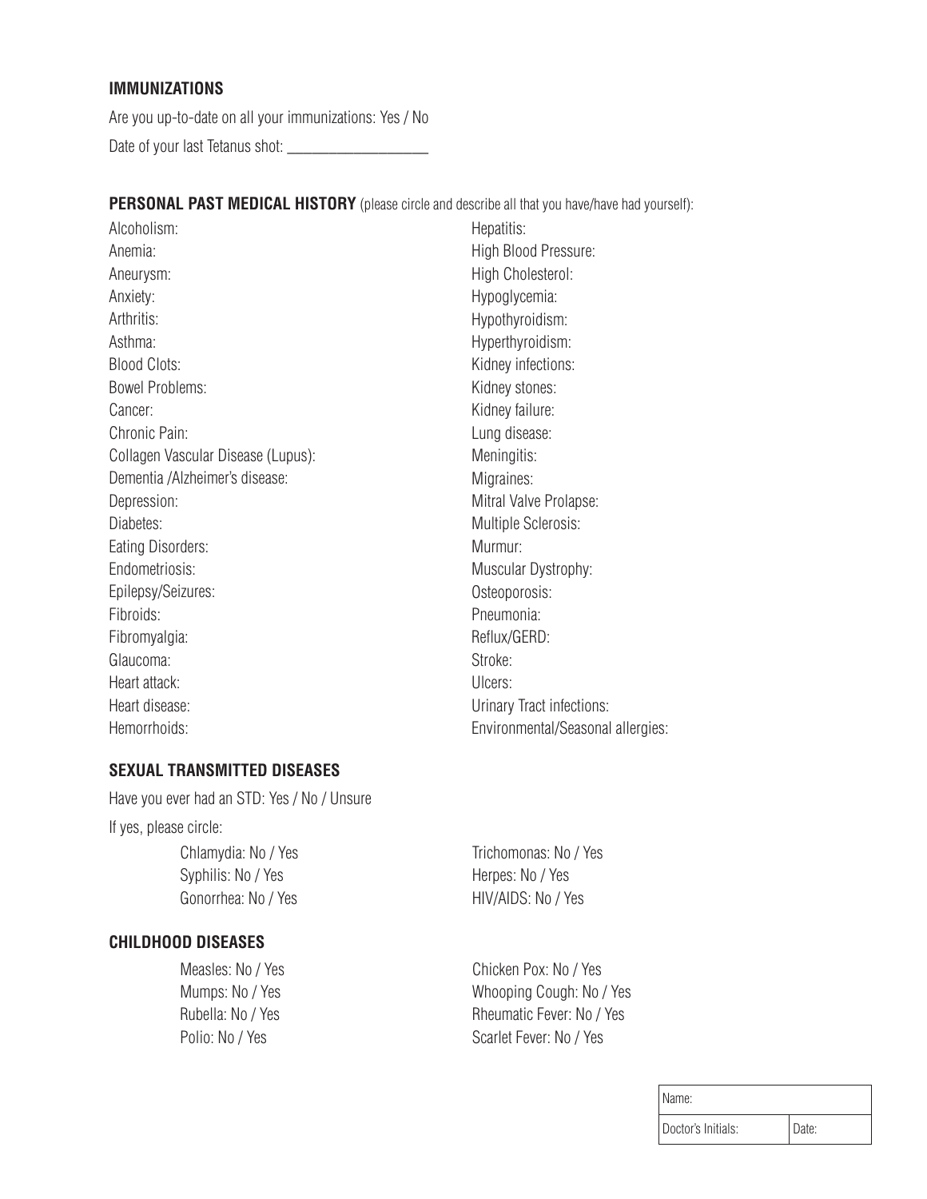### IMMUNIZATIONS

Are you up-to-date on all your immunizations: Yes / No

Date of your last Tetanus shot: ___________________

### PERSONAL PAST MEDICAL HISTORY (please circle and describe all that you have/have had yourself):

Alcoholism:
Anemia:
Aneurysm:
Anxiety:
Arthritis:
Asthma:
Blood Clots:
Bowel Problems:
Cancer:
Chronic Pain:
Collagen Vascular Disease (Lupus):
Dementia /Alzheimer's disease:
Depression:
Diabetes:
Eating Disorders:
Endometriosis:
Epilepsy/Seizures:
Fibroids:
Fibromyalgia:
Glaucoma:
Heart attack:
Heart disease:
Hemorrhoids:
Hepatitis:
High Blood Pressure:
High Cholesterol:
Hypoglycemia:
Hypothyroidism:
Hyperthyroidism:
Kidney infections:
Kidney stones:
Kidney failure:
Lung disease:
Meningitis:
Migraines:
Mitral Valve Prolapse:
Multiple Sclerosis:
Murmur:
Muscular Dystrophy:
Osteoporosis:
Pneumonia:
Reflux/GERD:
Stroke:
Ulcers:
Urinary Tract infections:
Environmental/Seasonal allergies:

### SEXUAL TRANSMITTED DISEASES

Have you ever had an STD: Yes / No / Unsure

If yes, please circle:

Chlamydia: No / Yes
Syphilis: No / Yes
Gonorrhea: No / Yes
Trichomonas: No / Yes
Herpes: No / Yes
HIV/AIDS: No / Yes

### CHILDHOOD DISEASES

Measles: No / Yes
Mumps: No / Yes
Rubella: No / Yes
Polio: No / Yes
Chicken Pox: No / Yes
Whooping Cough: No / Yes
Rheumatic Fever: No / Yes
Scarlet Fever: No / Yes

| Name: | |
|---|---|
| Doctor's Initials: | Date: |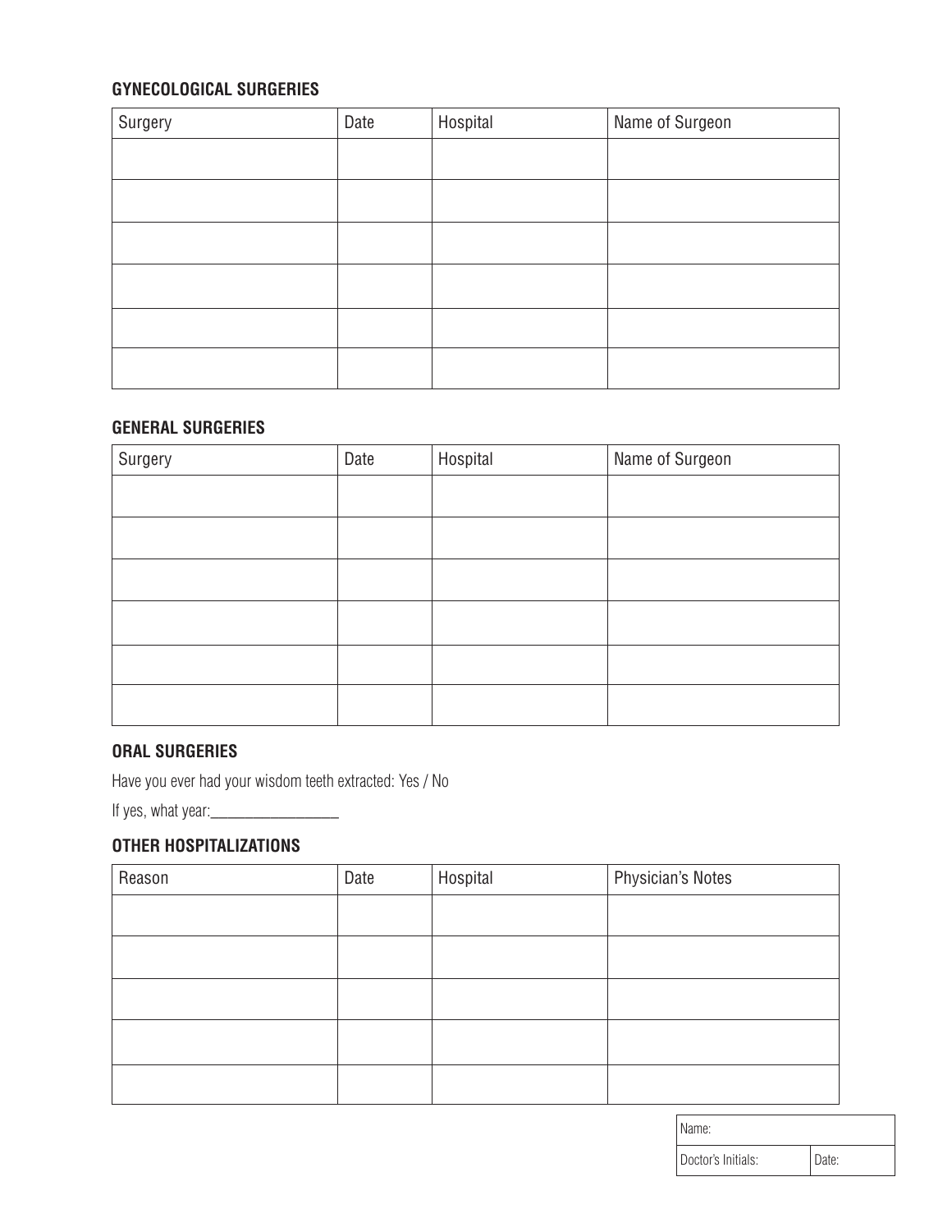### GYNECOLOGICAL SURGERIES

| Surgery | Date | Hospital | Name of Surgeon |
| --- | --- | --- | --- |
| | | | |
| | | | |
| | | | |
| | | | |
| | | | |
| | | | |

### GENERAL SURGERIES

| Surgery | Date | Hospital | Name of Surgeon |
| --- | --- | --- | --- |
| | | | |
| | | | |
| | | | |
| | | | |
| | | | |
| | | | |

### ORAL SURGERIES

Have you ever had your wisdom teeth extracted: Yes / No

If yes, what year:________________

### OTHER HOSPITALIZATIONS

| Reason | Date | Hospital | Physician's Notes |
| --- | --- | --- | --- |
| | | | |
| | | | |
| | | | |
| | | | |
| | | | |

| Name: | |
| --- | --- |
| Doctor's Initials: | Date: |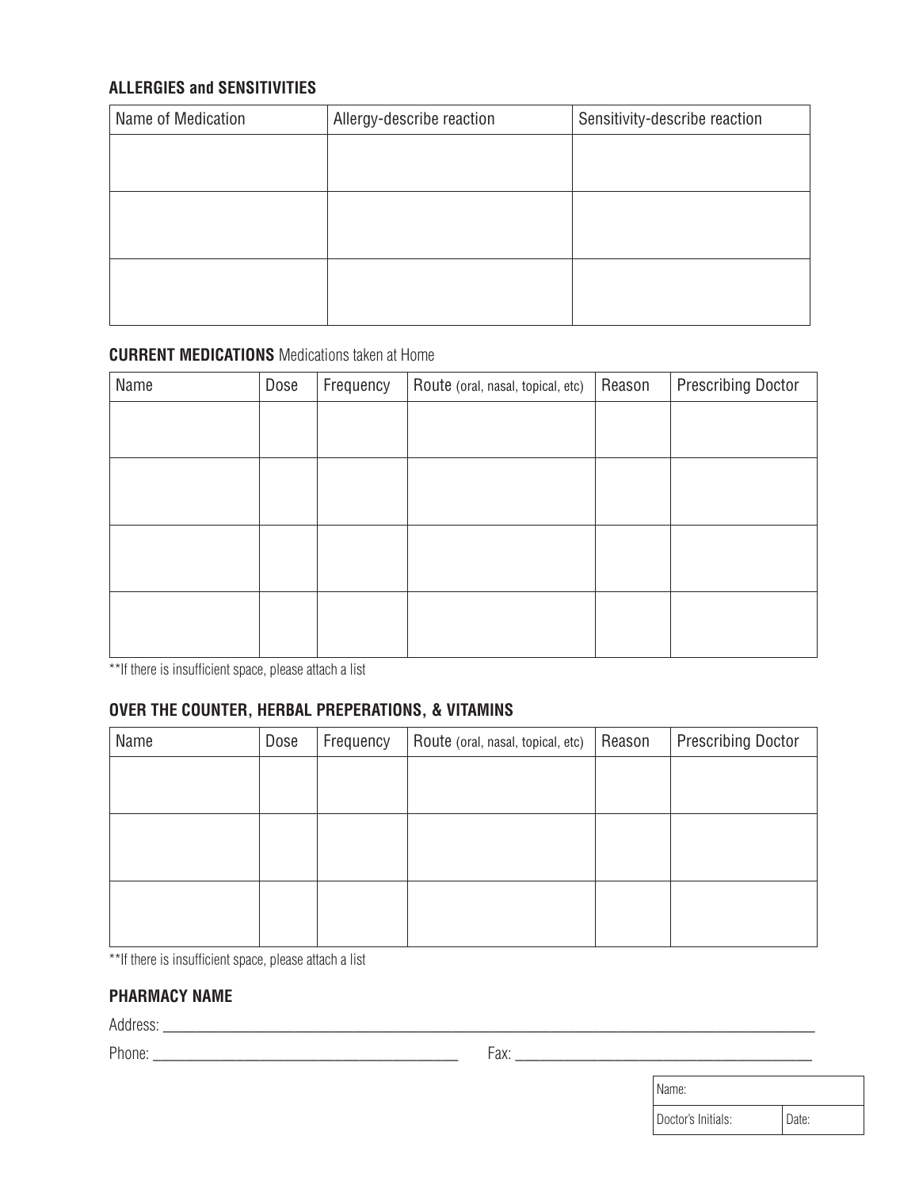### ALLERGIES and SENSITIVITIES

| Name of Medication | Allergy-describe reaction | Sensitivity-describe reaction |
| --- | --- | --- |
| | | |
| | | |
| | | |

### CURRENT MEDICATIONS Medications taken at Home

| Name | Dose | Frequency | Route (oral, nasal, topical, etc) | Reason | Prescribing Doctor |
| --- | --- | --- | --- | --- | --- |
| | | | | | |
| | | | | | |
| | | | | | |
| | | | | | |

**If there is insufficient space, please attach a list

### OVER THE COUNTER, HERBAL PREPERATIONS, & VITAMINS

| Name | Dose | Frequency | Route (oral, nasal, topical, etc) | Reason | Prescribing Doctor |
| --- | --- | --- | --- | --- | --- |
| | | | | | |
| | | | | | |
| | | | | | |

**If there is insufficient space, please attach a list

### PHARMACY NAME

Address: ____________________________________________________________________________________

Phone: ______________________________________ Fax: ____________________________________

| Name: | |
| --- | --- |
| Doctor's Initials: | Date: |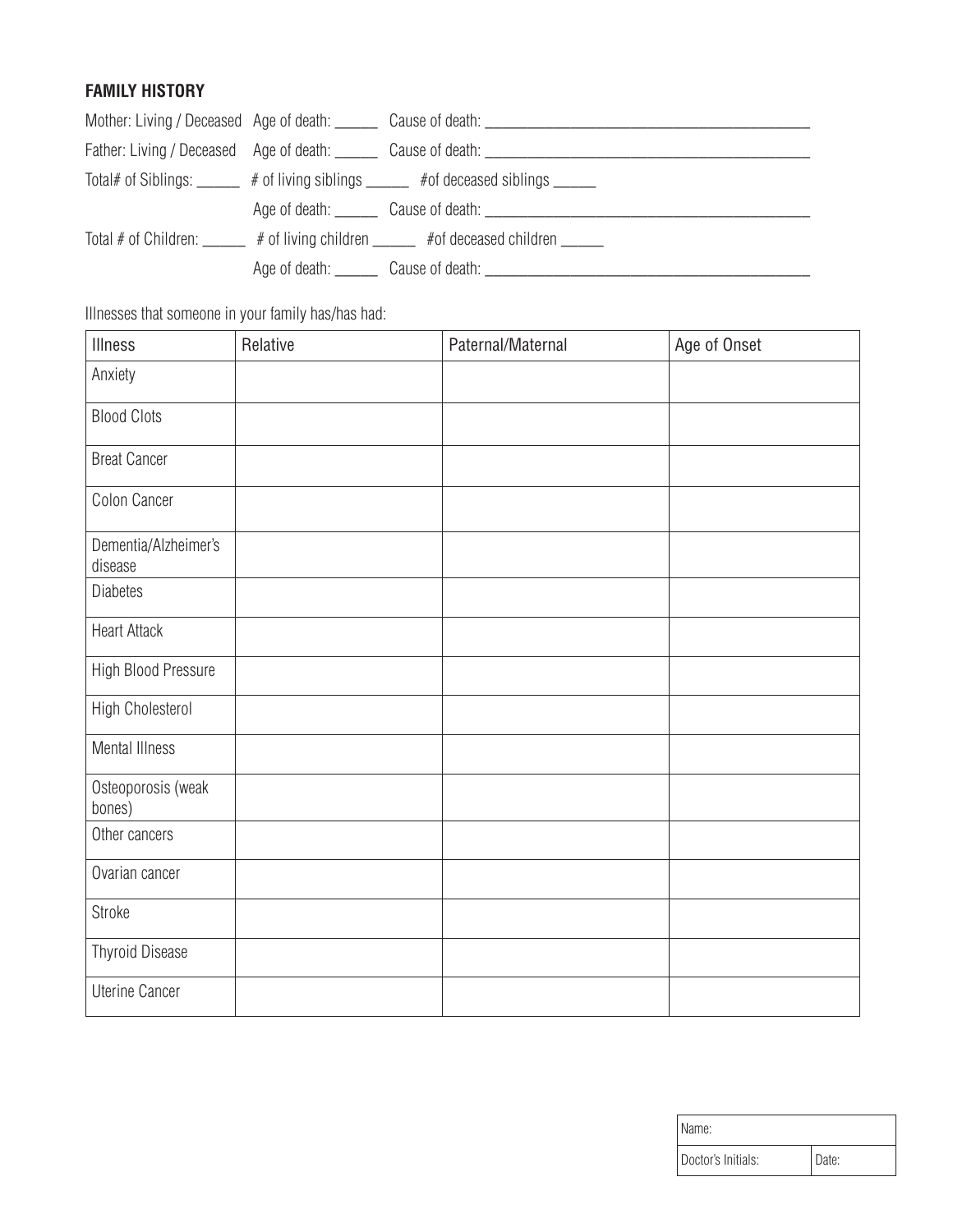**FAMILY HISTORY**

Mother: Living / Deceased Age of death: ______ Cause of death: ________________________________________

Father: Living / Deceased Age of death: ______ Cause of death: ________________________________________

Total# of Siblings: ______ # of living siblings ______ #of deceased siblings ______

Age of death: ______ Cause of death: ________________________________________

Total # of Children: ______ # of living children ______ #of deceased children ______

Age of death: ______ Cause of death: ________________________________________

Illnesses that someone in your family has/has had:

| Illness | Relative | Paternal/Maternal | Age of Onset |
|---|---|---|---|
| Anxiety | | | |
| Blood Clots | | | |
| Breat Cancer | | | |
| Colon Cancer | | | |
| Dementia/Alzheimer's disease | | | |
| Diabetes | | | |
| Heart Attack | | | |
| High Blood Pressure | | | |
| High Cholesterol | | | |
| Mental Illness | | | |
| Osteoporosis (weak bones) | | | |
| Other cancers | | | |
| Ovarian cancer | | | |
| Stroke | | | |
| Thyroid Disease | | | |
| Uterine Cancer | | | |

| Name: | |
|---|---|
| Doctor's Initials: | Date: |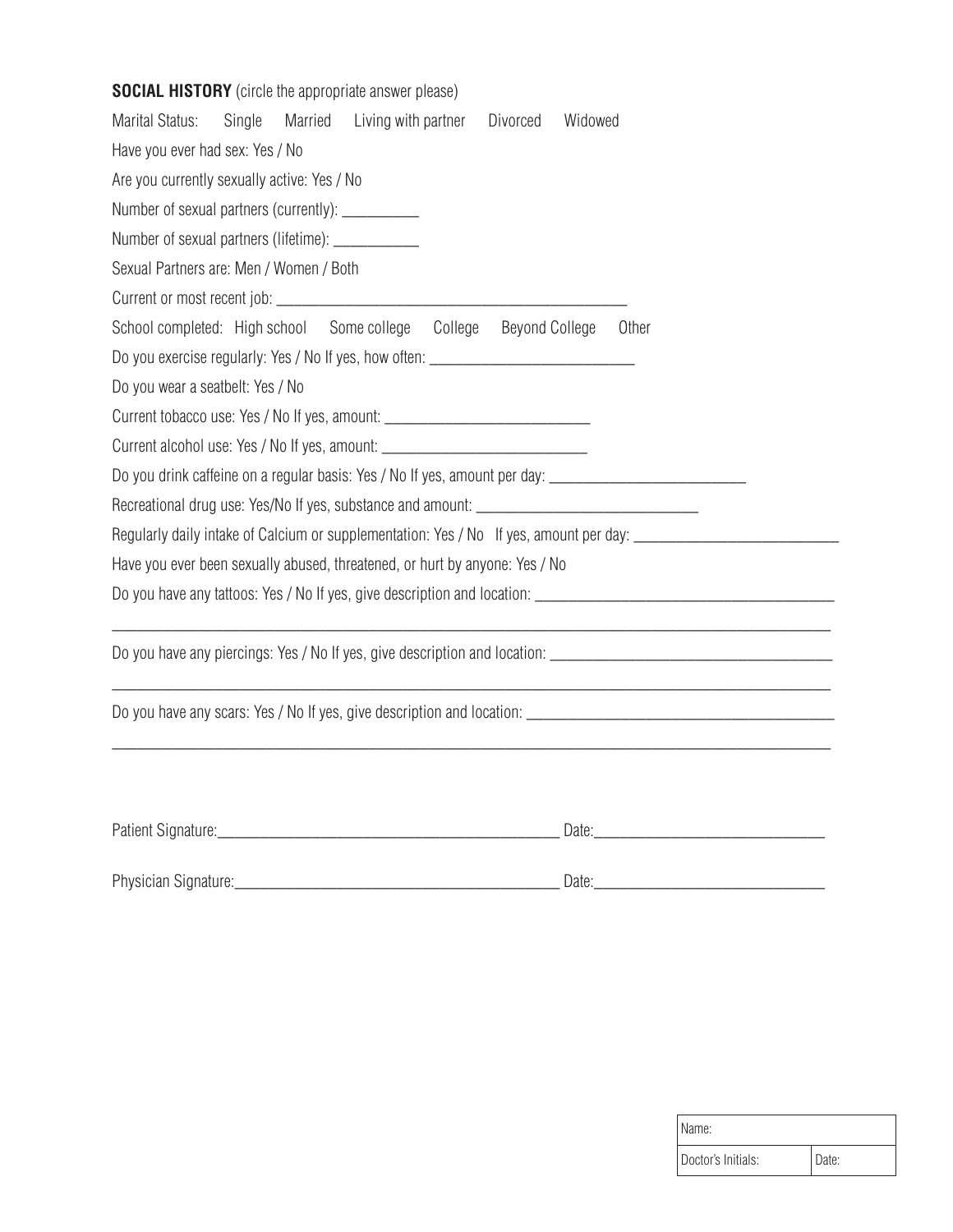**SOCIAL HISTORY** (circle the appropriate answer please)

Marital Status: Single Married Living with partner Divorced Widowed

Have you ever had sex: Yes / No

Are you currently sexually active: Yes / No

Number of sexual partners (currently): __________

Number of sexual partners (lifetime): ___________

Sexual Partners are: Men / Women / Both

Current or most recent job: _____________________________________________

School completed: High school Some college College Beyond College Other

Do you exercise regularly: Yes / No If yes, how often: ___________________________

Do you wear a seatbelt: Yes / No

Current tobacco use: Yes / No If yes, amount: ___________________________

Current alcohol use: Yes / No If yes, amount: ___________________________

Do you drink caffeine on a regular basis: Yes / No If yes, amount per day: __________________________

Recreational drug use: Yes/No If yes, substance and amount: _____________________________

Regularly daily intake of Calcium or supplementation: Yes / No If yes, amount per day: ___________________________

Have you ever been sexually abused, threatened, or hurt by anyone: Yes / No

Do you have any tattoos: Yes / No If yes, give description and location: ______________________________________

_____________________________________________________________________________________________

Do you have any piercings: Yes / No If yes, give description and location: ____________________________________

_____________________________________________________________________________________________

Do you have any scars: Yes / No If yes, give description and location: ________________________________________

_____________________________________________________________________________________________

Patient Signature:____________________________________________ Date:______________________________

Physician Signature:__________________________________________ Date:______________________________

| Name: | |
|---|---|
| Doctor's Initials: | Date: |